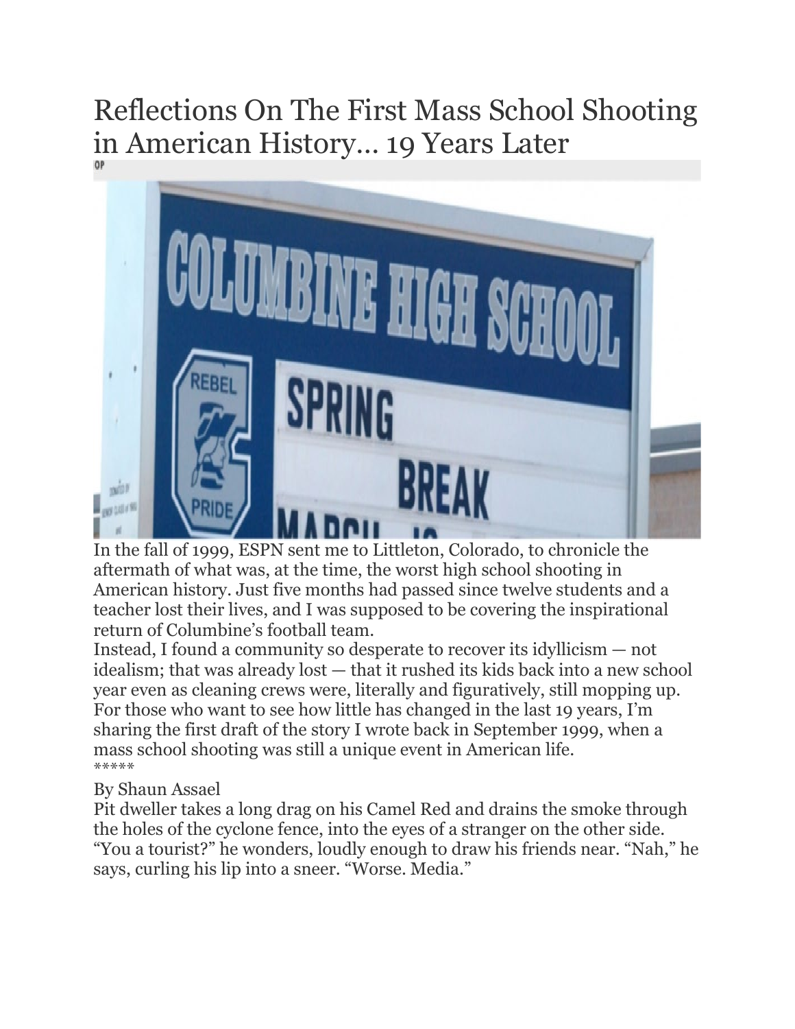# Reflections On The First Mass School Shooting in American History… 19 Years Later

In the fall of 1999, ESPN sent me to Littleton, Colorado, to chronicle the aftermath of what was, at the time, the worst high school shooting in American history. Just five months had passed since twelve students and a teacher lost their lives, and I was supposed to be covering the inspirational return of Columbine's football team.

Instead, I found a community so desperate to recover its idyllicism — not idealism; that was already lost — that it rushed its kids back into a new school year even as cleaning crews were, literally and figuratively, still mopping up. For those who want to see how little has changed in the last 19 years, I'm sharing the first draft of the story I wrote back in September 1999, when a mass school shooting was still a unique event in American life.

*****

By Shaun Assael

Pit dweller takes a long drag on his Camel Red and drains the smoke through the holes of the cyclone fence, into the eyes of a stranger on the other side. "You a tourist?" he wonders, loudly enough to draw his friends near. "Nah," he says, curling his lip into a sneer. "Worse. Media."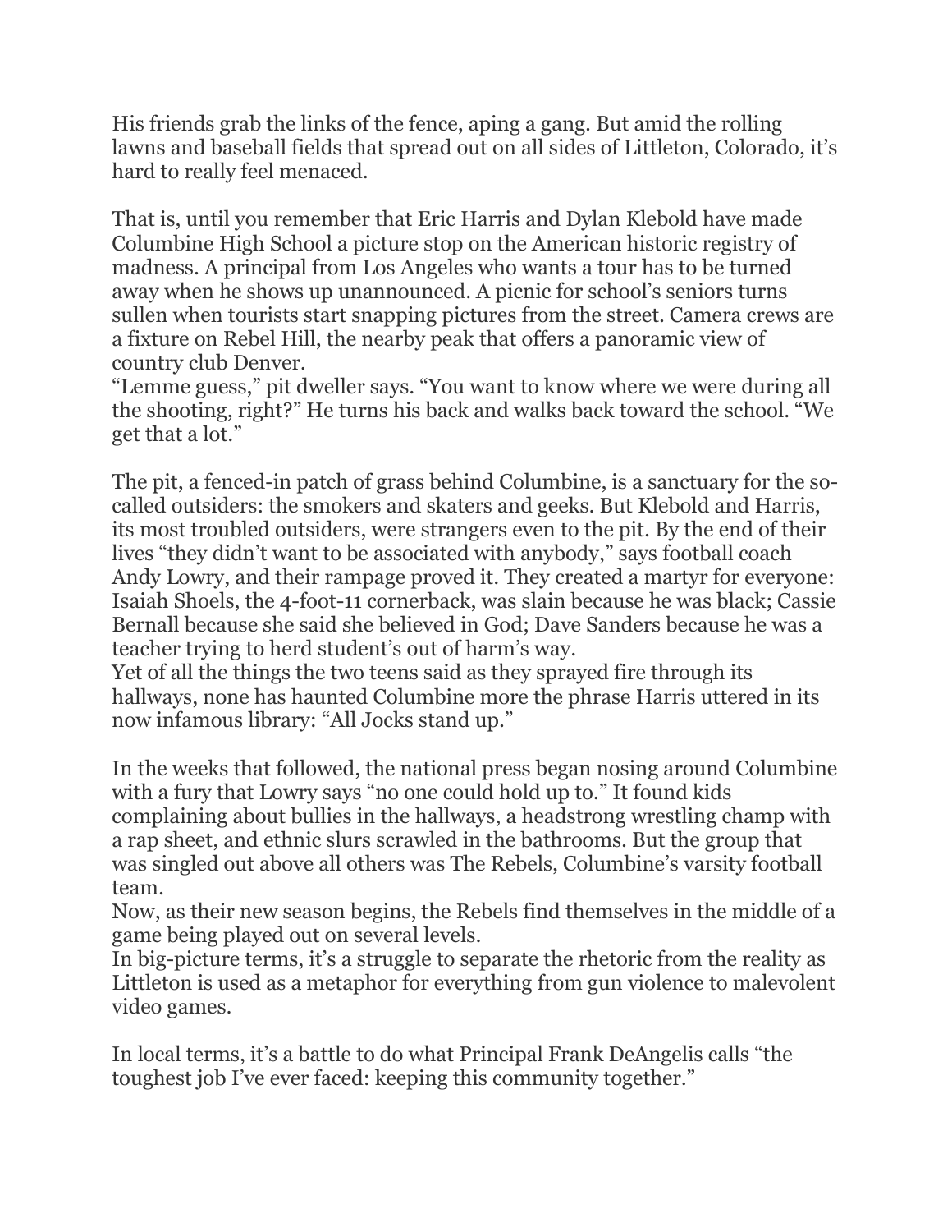His friends grab the links of the fence, aping a gang. But amid the rolling lawns and baseball fields that spread out on all sides of Littleton, Colorado, it's hard to really feel menaced.

That is, until you remember that Eric Harris and Dylan Klebold have made Columbine High School a picture stop on the American historic registry of madness. A principal from Los Angeles who wants a tour has to be turned away when he shows up unannounced. A picnic for school's seniors turns sullen when tourists start snapping pictures from the street. Camera crews are a fixture on Rebel Hill, the nearby peak that offers a panoramic view of country club Denver.

"Lemme guess," pit dweller says. "You want to know where we were during all the shooting, right?" He turns his back and walks back toward the school. "We get that a lot."

The pit, a fenced-in patch of grass behind Columbine, is a sanctuary for the so-called outsiders: the smokers and skaters and geeks. But Klebold and Harris, its most troubled outsiders, were strangers even to the pit. By the end of their lives "they didn't want to be associated with anybody," says football coach Andy Lowry, and their rampage proved it. They created a martyr for everyone: Isaiah Shoels, the 4-foot-11 cornerback, was slain because he was black; Cassie Bernall because she said she believed in God; Dave Sanders because he was a teacher trying to herd student's out of harm's way.

Yet of all the things the two teens said as they sprayed fire through its hallways, none has haunted Columbine more the phrase Harris uttered in its now infamous library: "All Jocks stand up."

In the weeks that followed, the national press began nosing around Columbine with a fury that Lowry says "no one could hold up to." It found kids complaining about bullies in the hallways, a headstrong wrestling champ with a rap sheet, and ethnic slurs scrawled in the bathrooms. But the group that was singled out above all others was The Rebels, Columbine's varsity football team.

Now, as their new season begins, the Rebels find themselves in the middle of a game being played out on several levels.

In big-picture terms, it's a struggle to separate the rhetoric from the reality as Littleton is used as a metaphor for everything from gun violence to malevolent video games.

In local terms, it's a battle to do what Principal Frank DeAngelis calls "the toughest job I've ever faced: keeping this community together."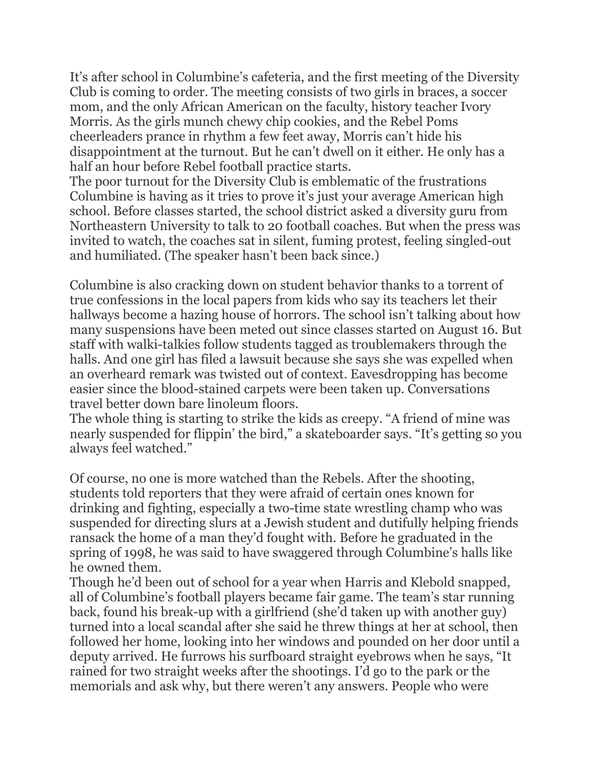It's after school in Columbine's cafeteria, and the first meeting of the Diversity Club is coming to order. The meeting consists of two girls in braces, a soccer mom, and the only African American on the faculty, history teacher Ivory Morris. As the girls munch chewy chip cookies, and the Rebel Poms cheerleaders prance in rhythm a few feet away, Morris can't hide his disappointment at the turnout. But he can't dwell on it either. He only has a half an hour before Rebel football practice starts.

The poor turnout for the Diversity Club is emblematic of the frustrations Columbine is having as it tries to prove it's just your average American high school. Before classes started, the school district asked a diversity guru from Northeastern University to talk to 20 football coaches. But when the press was invited to watch, the coaches sat in silent, fuming protest, feeling singled-out and humiliated. (The speaker hasn't been back since.)

Columbine is also cracking down on student behavior thanks to a torrent of true confessions in the local papers from kids who say its teachers let their hallways become a hazing house of horrors. The school isn't talking about how many suspensions have been meted out since classes started on August 16. But staff with walki-talkies follow students tagged as troublemakers through the halls. And one girl has filed a lawsuit because she says she was expelled when an overheard remark was twisted out of context. Eavesdropping has become easier since the blood-stained carpets were been taken up. Conversations travel better down bare linoleum floors.

The whole thing is starting to strike the kids as creepy. "A friend of mine was nearly suspended for flippin' the bird," a skateboarder says. "It's getting so you always feel watched."

Of course, no one is more watched than the Rebels. After the shooting, students told reporters that they were afraid of certain ones known for drinking and fighting, especially a two-time state wrestling champ who was suspended for directing slurs at a Jewish student and dutifully helping friends ransack the home of a man they'd fought with. Before he graduated in the spring of 1998, he was said to have swaggered through Columbine's halls like he owned them.

Though he'd been out of school for a year when Harris and Klebold snapped, all of Columbine's football players became fair game. The team's star running back, found his break-up with a girlfriend (she'd taken up with another guy) turned into a local scandal after she said he threw things at her at school, then followed her home, looking into her windows and pounded on her door until a deputy arrived. He furrows his surfboard straight eyebrows when he says, "It rained for two straight weeks after the shootings. I'd go to the park or the memorials and ask why, but there weren't any answers. People who were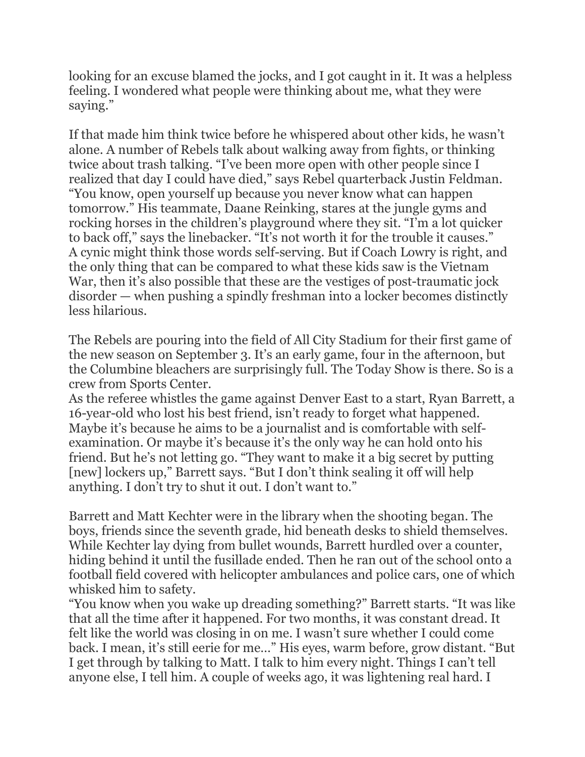looking for an excuse blamed the jocks, and I got caught in it. It was a helpless feeling. I wondered what people were thinking about me, what they were saying."

If that made him think twice before he whispered about other kids, he wasn't alone. A number of Rebels talk about walking away from fights, or thinking twice about trash talking. "I've been more open with other people since I realized that day I could have died," says Rebel quarterback Justin Feldman. "You know, open yourself up because you never know what can happen tomorrow." His teammate, Daane Reinking, stares at the jungle gyms and rocking horses in the children's playground where they sit. "I'm a lot quicker to back off," says the linebacker. "It's not worth it for the trouble it causes." A cynic might think those words self-serving. But if Coach Lowry is right, and the only thing that can be compared to what these kids saw is the Vietnam War, then it's also possible that these are the vestiges of post-traumatic jock disorder — when pushing a spindly freshman into a locker becomes distinctly less hilarious.

The Rebels are pouring into the field of All City Stadium for their first game of the new season on September 3. It's an early game, four in the afternoon, but the Columbine bleachers are surprisingly full. The Today Show is there. So is a crew from Sports Center.

As the referee whistles the game against Denver East to a start, Ryan Barrett, a 16-year-old who lost his best friend, isn't ready to forget what happened. Maybe it's because he aims to be a journalist and is comfortable with self-examination. Or maybe it's because it's the only way he can hold onto his friend. But he's not letting go. "They want to make it a big secret by putting [new] lockers up," Barrett says. "But I don't think sealing it off will help anything. I don't try to shut it out. I don't want to."

Barrett and Matt Kechter were in the library when the shooting began. The boys, friends since the seventh grade, hid beneath desks to shield themselves. While Kechter lay dying from bullet wounds, Barrett hurdled over a counter, hiding behind it until the fusillade ended. Then he ran out of the school onto a football field covered with helicopter ambulances and police cars, one of which whisked him to safety.

"You know when you wake up dreading something?" Barrett starts. "It was like that all the time after it happened. For two months, it was constant dread. It felt like the world was closing in on me. I wasn't sure whether I could come back. I mean, it's still eerie for me…" His eyes, warm before, grow distant. "But I get through by talking to Matt. I talk to him every night. Things I can't tell anyone else, I tell him. A couple of weeks ago, it was lightening real hard. I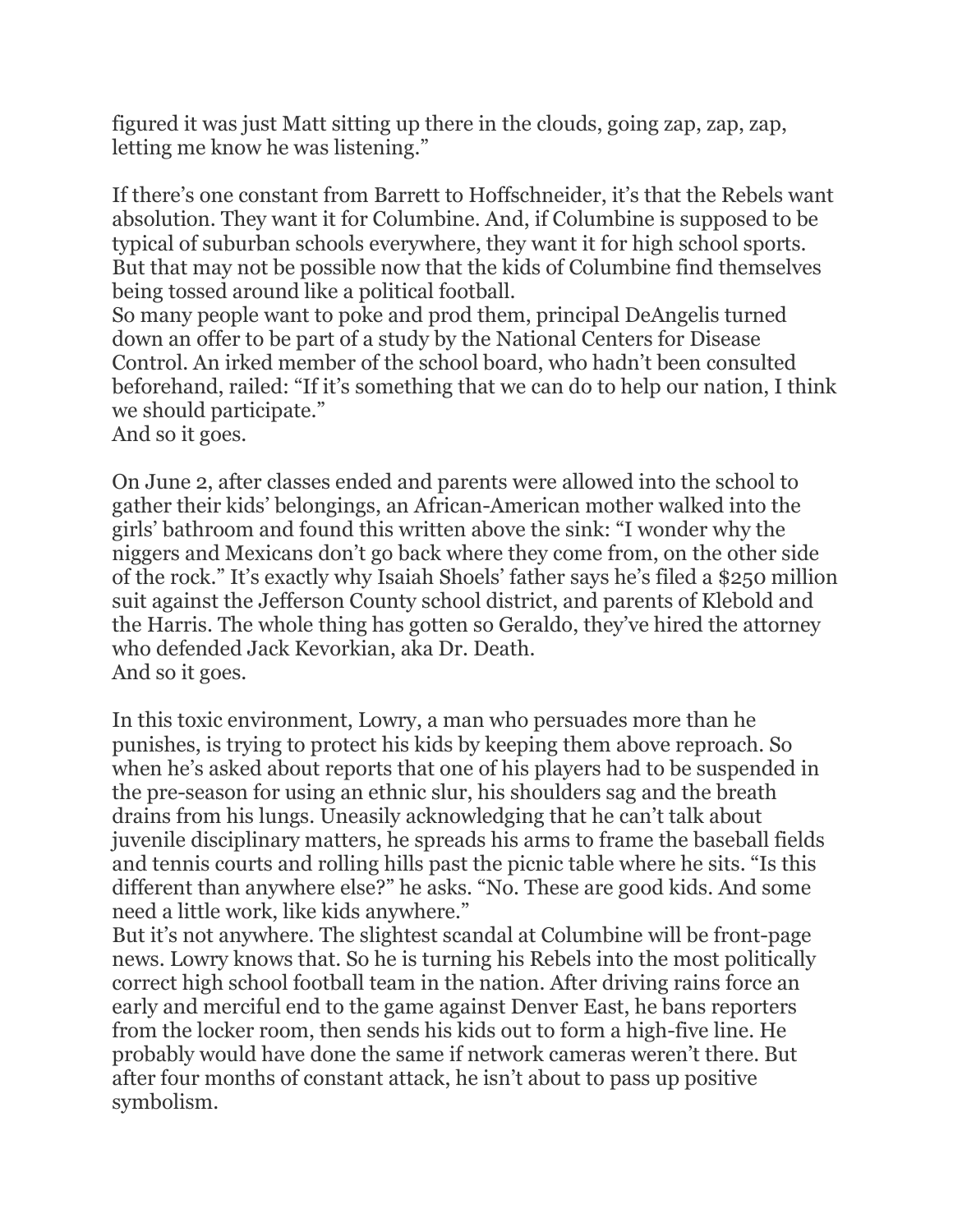figured it was just Matt sitting up there in the clouds, going zap, zap, zap, letting me know he was listening."

If there's one constant from Barrett to Hoffschneider, it's that the Rebels want absolution. They want it for Columbine. And, if Columbine is supposed to be typical of suburban schools everywhere, they want it for high school sports. But that may not be possible now that the kids of Columbine find themselves being tossed around like a political football.

So many people want to poke and prod them, principal DeAngelis turned down an offer to be part of a study by the National Centers for Disease Control. An irked member of the school board, who hadn't been consulted beforehand, railed: "If it's something that we can do to help our nation, I think we should participate."

And so it goes.

On June 2, after classes ended and parents were allowed into the school to gather their kids' belongings, an African-American mother walked into the girls' bathroom and found this written above the sink: "I wonder why the niggers and Mexicans don't go back where they come from, on the other side of the rock." It's exactly why Isaiah Shoels' father says he's filed a $250 million suit against the Jefferson County school district, and parents of Klebold and the Harris. The whole thing has gotten so Geraldo, they've hired the attorney who defended Jack Kevorkian, aka Dr. Death.

And so it goes.

In this toxic environment, Lowry, a man who persuades more than he punishes, is trying to protect his kids by keeping them above reproach. So when he's asked about reports that one of his players had to be suspended in the pre-season for using an ethnic slur, his shoulders sag and the breath drains from his lungs. Uneasily acknowledging that he can't talk about juvenile disciplinary matters, he spreads his arms to frame the baseball fields and tennis courts and rolling hills past the picnic table where he sits. "Is this different than anywhere else?" he asks. "No. These are good kids. And some need a little work, like kids anywhere."

But it's not anywhere. The slightest scandal at Columbine will be front-page news. Lowry knows that. So he is turning his Rebels into the most politically correct high school football team in the nation. After driving rains force an early and merciful end to the game against Denver East, he bans reporters from the locker room, then sends his kids out to form a high-five line. He probably would have done the same if network cameras weren't there. But after four months of constant attack, he isn't about to pass up positive symbolism.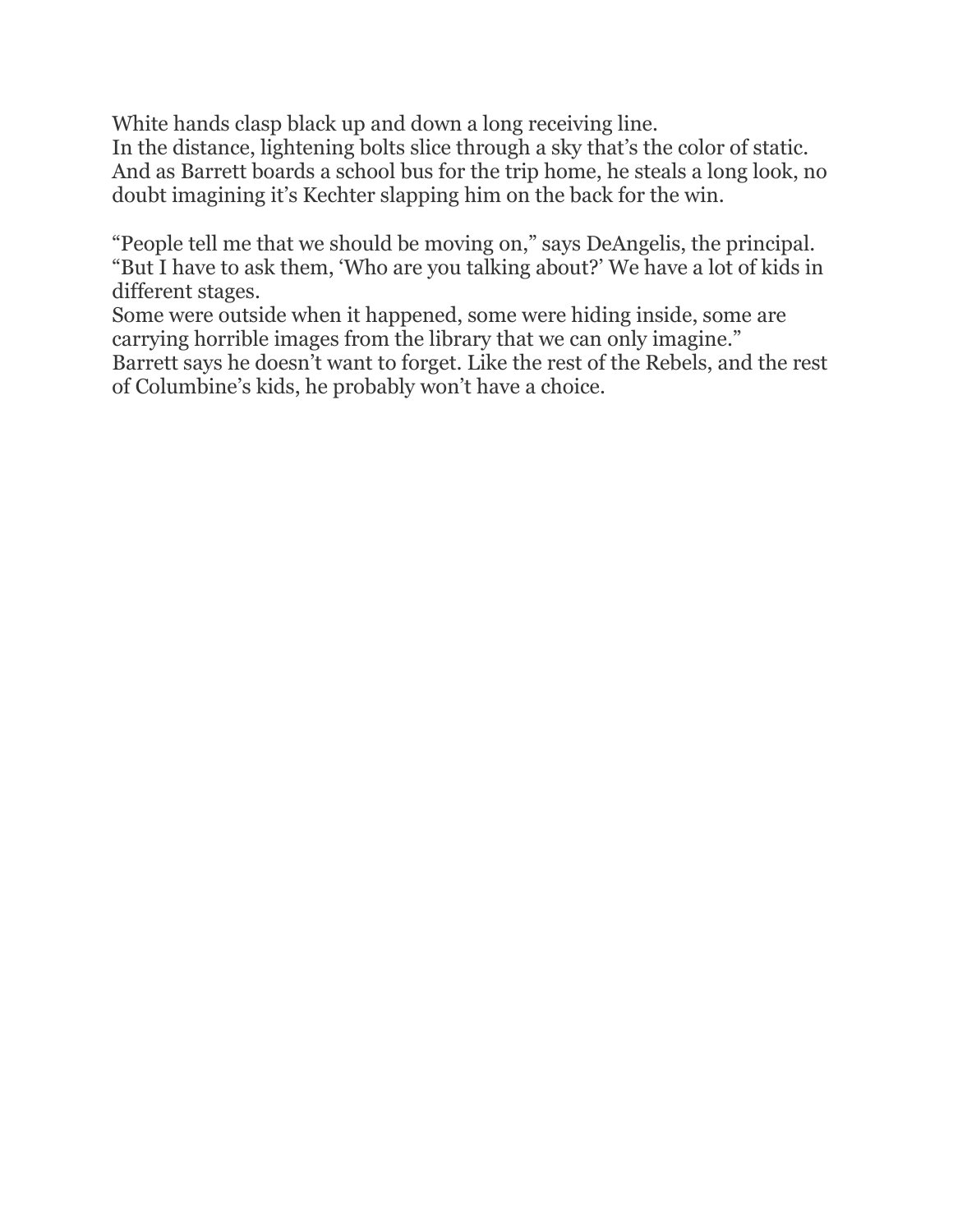White hands clasp black up and down a long receiving line.
In the distance, lightening bolts slice through a sky that's the color of static.
And as Barrett boards a school bus for the trip home, he steals a long look, no doubt imagining it's Kechter slapping him on the back for the win.

"People tell me that we should be moving on," says DeAngelis, the principal. "But I have to ask them, 'Who are you talking about?' We have a lot of kids in different stages.
Some were outside when it happened, some were hiding inside, some are carrying horrible images from the library that we can only imagine."
Barrett says he doesn't want to forget. Like the rest of the Rebels, and the rest of Columbine's kids, he probably won't have a choice.